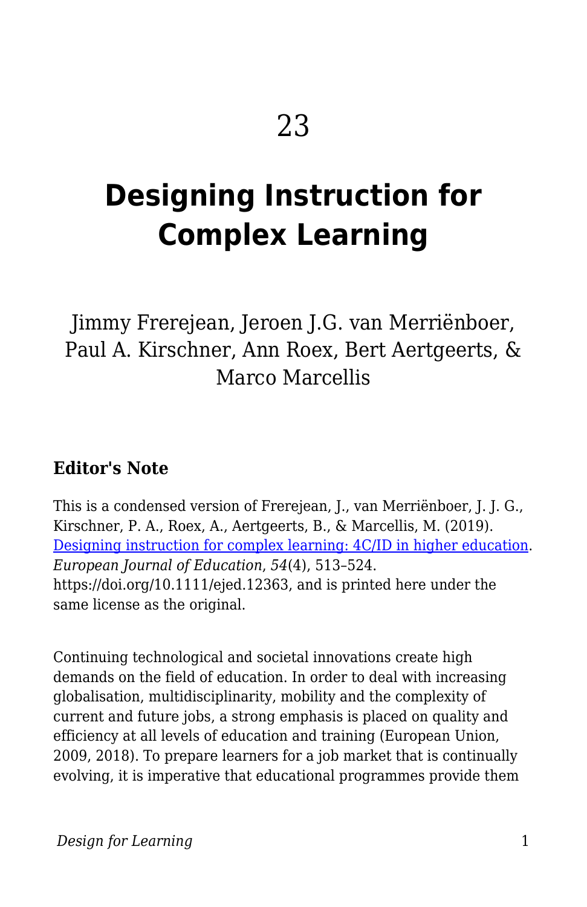23

# Designing Instruction for Complex Learning

Jimmy Frerejean, Jeroen J.G. van Merriënboer, Paul A. Kirschner, Ann Roex, Bert Aertgeerts, & Marco Marcellis

### Editor's Note

This is a condensed version of Frerejean, J., van Merriënboer, J. J. G., Kirschner, P. A., Roex, A., Aertgeerts, B., & Marcellis, M. (2019). [Designing instruction for complex learning: 4C/ID in higher education](https://doi.org/10.1111/ejed.12363). *European Journal of Education*, *54*(4), 513–524. https://doi.org/10.1111/ejed.12363, and is printed here under the same license as the original.

Continuing technological and societal innovations create high demands on the field of education. In order to deal with increasing globalisation, multidisciplinarity, mobility and the complexity of current and future jobs, a strong emphasis is placed on quality and efficiency at all levels of education and training (European Union, 2009, 2018). To prepare learners for a job market that is continually evolving, it is imperative that educational programmes provide them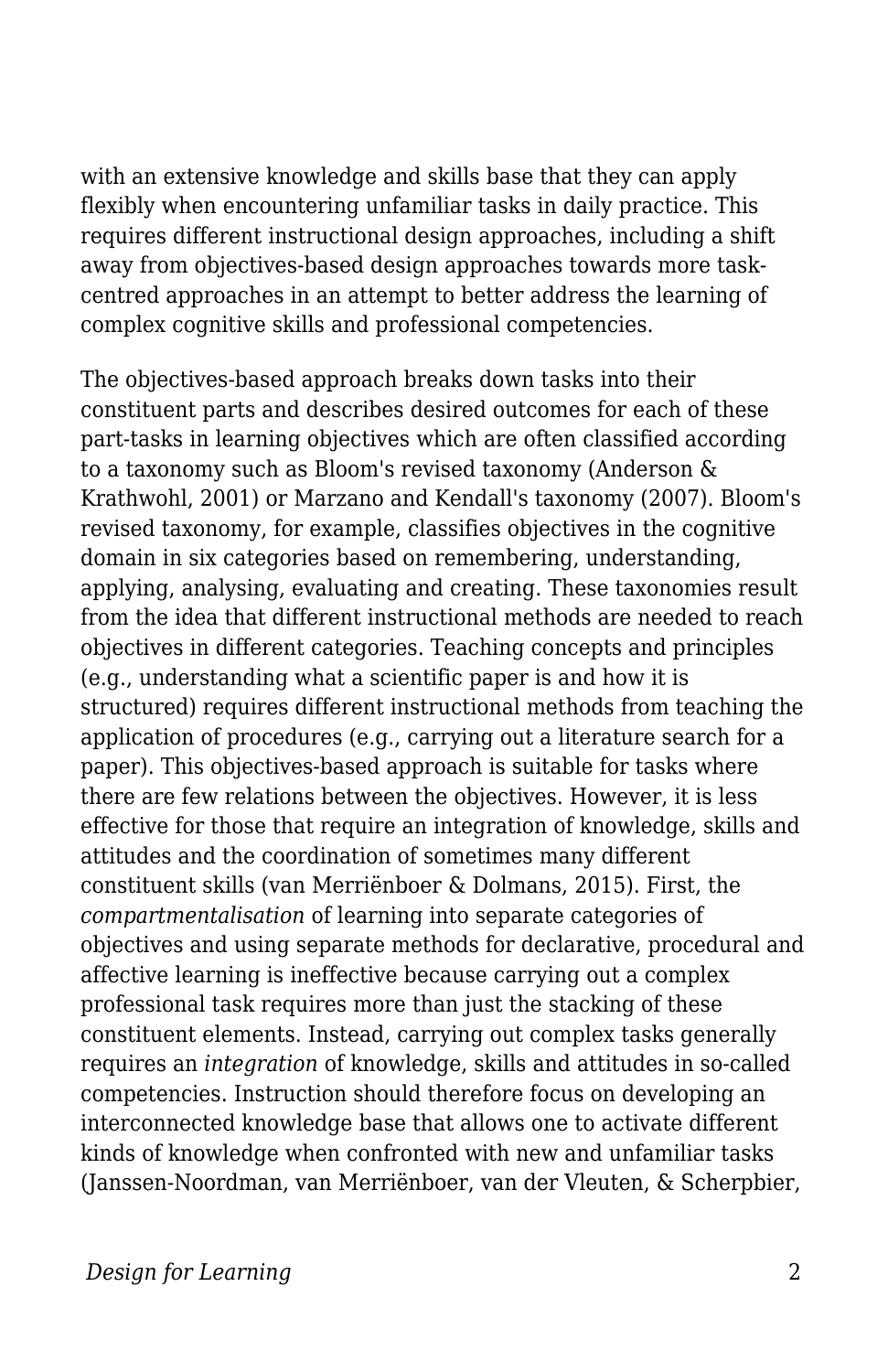with an extensive knowledge and skills base that they can apply flexibly when encountering unfamiliar tasks in daily practice. This requires different instructional design approaches, including a shift away from objectives-based design approaches towards more task-centred approaches in an attempt to better address the learning of complex cognitive skills and professional competencies.

The objectives-based approach breaks down tasks into their constituent parts and describes desired outcomes for each of these part-tasks in learning objectives which are often classified according to a taxonomy such as Bloom's revised taxonomy (Anderson & Krathwohl, 2001) or Marzano and Kendall's taxonomy (2007). Bloom's revised taxonomy, for example, classifies objectives in the cognitive domain in six categories based on remembering, understanding, applying, analysing, evaluating and creating. These taxonomies result from the idea that different instructional methods are needed to reach objectives in different categories. Teaching concepts and principles (e.g., understanding what a scientific paper is and how it is structured) requires different instructional methods from teaching the application of procedures (e.g., carrying out a literature search for a paper). This objectives-based approach is suitable for tasks where there are few relations between the objectives. However, it is less effective for those that require an integration of knowledge, skills and attitudes and the coordination of sometimes many different constituent skills (van Merriënboer & Dolmans, 2015). First, the *compartmentalisation* of learning into separate categories of objectives and using separate methods for declarative, procedural and affective learning is ineffective because carrying out a complex professional task requires more than just the stacking of these constituent elements. Instead, carrying out complex tasks generally requires an *integration* of knowledge, skills and attitudes in so-called competencies. Instruction should therefore focus on developing an interconnected knowledge base that allows one to activate different kinds of knowledge when confronted with new and unfamiliar tasks (Janssen-Noordman, van Merriënboer, van der Vleuten, & Scherpbier,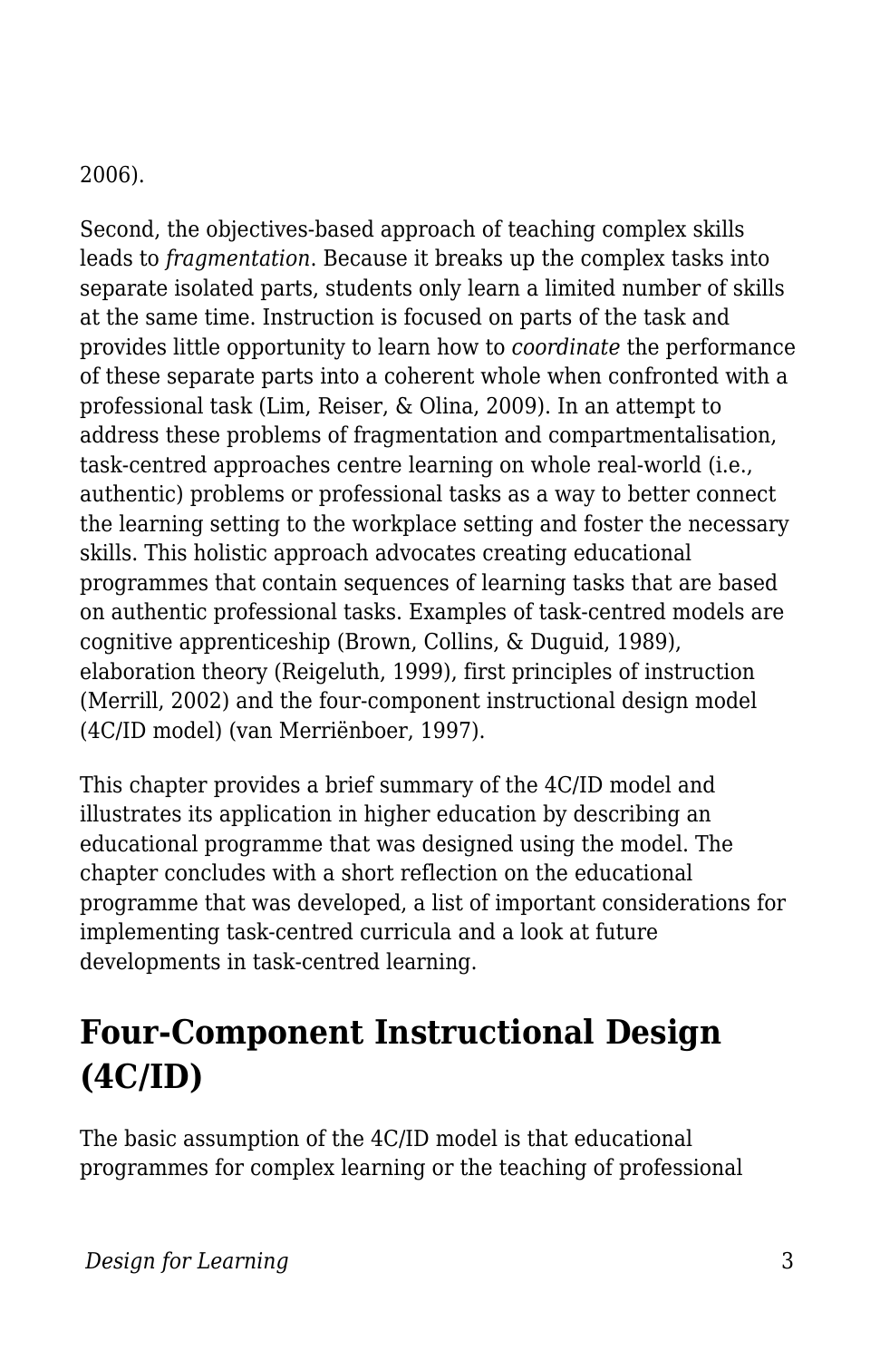2006).

Second, the objectives-based approach of teaching complex skills leads to *fragmentation*. Because it breaks up the complex tasks into separate isolated parts, students only learn a limited number of skills at the same time. Instruction is focused on parts of the task and provides little opportunity to learn how to *coordinate* the performance of these separate parts into a coherent whole when confronted with a professional task (Lim, Reiser, & Olina, 2009). In an attempt to address these problems of fragmentation and compartmentalisation, task-centred approaches centre learning on whole real-world (i.e., authentic) problems or professional tasks as a way to better connect the learning setting to the workplace setting and foster the necessary skills. This holistic approach advocates creating educational programmes that contain sequences of learning tasks that are based on authentic professional tasks. Examples of task-centred models are cognitive apprenticeship (Brown, Collins, & Duguid, 1989), elaboration theory (Reigeluth, 1999), first principles of instruction (Merrill, 2002) and the four-component instructional design model (4C/ID model) (van Merriënboer, 1997).

This chapter provides a brief summary of the 4C/ID model and illustrates its application in higher education by describing an educational programme that was designed using the model. The chapter concludes with a short reflection on the educational programme that was developed, a list of important considerations for implementing task-centred curricula and a look at future developments in task-centred learning.

## Four-Component Instructional Design (4C/ID)

The basic assumption of the 4C/ID model is that educational programmes for complex learning or the teaching of professional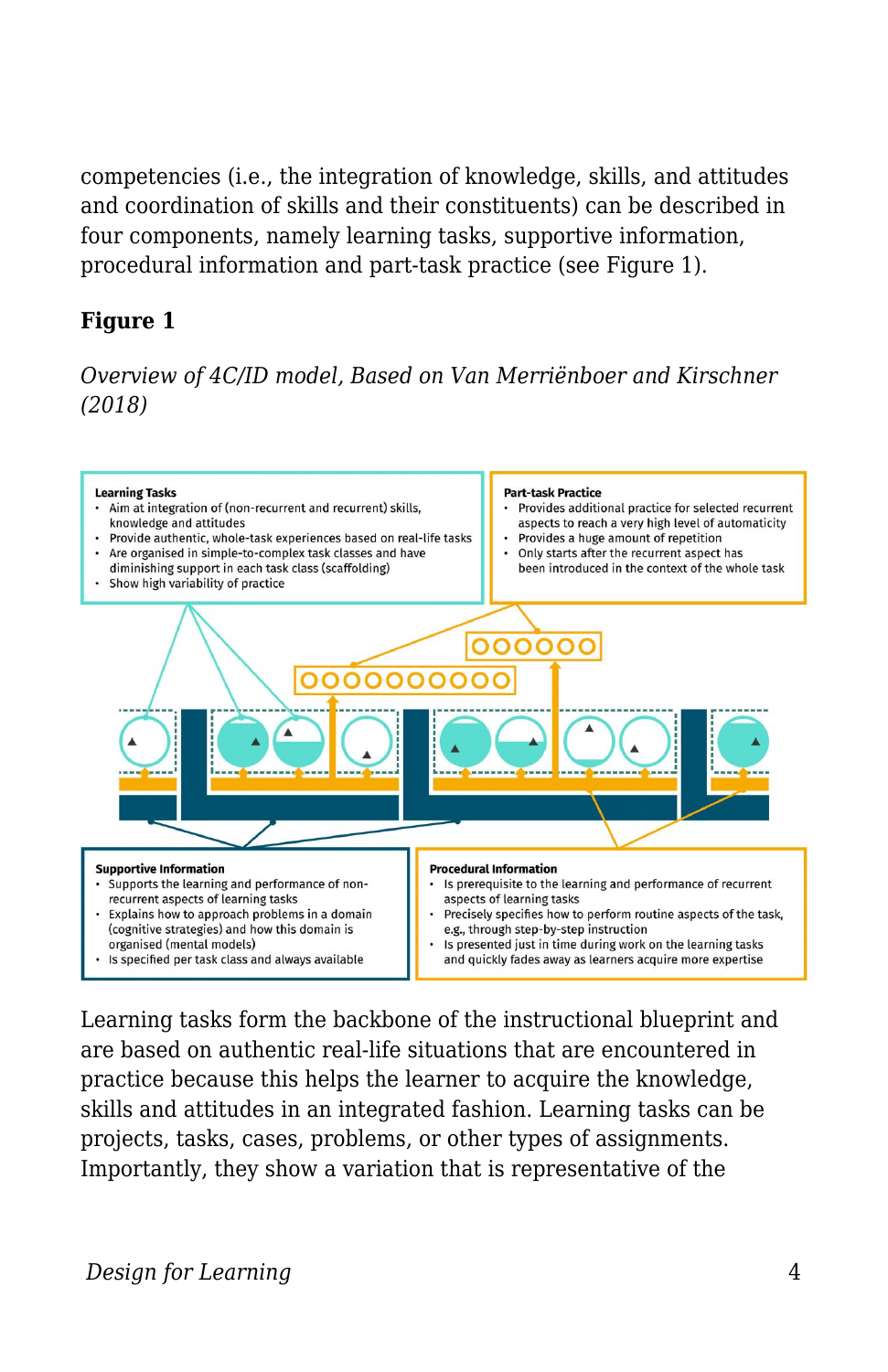competencies (i.e., the integration of knowledge, skills, and attitudes and coordination of skills and their constituents) can be described in four components, namely learning tasks, supportive information, procedural information and part-task practice (see Figure 1).

**Figure 1**

*Overview of 4C/ID model, Based on Van Merriënboer and Kirschner (2018)*

**Learning Tasks**
- Aim at integration of (non-recurrent and recurrent) skills, knowledge and attitudes
- Provide authentic, whole-task experiences based on real-life tasks
- Are organised in simple-to-complex task classes and have diminishing support in each task class (scaffolding)
- Show high variability of practice

**Part-task Practice**
- Provides additional practice for selected recurrent aspects to reach a very high level of automaticity
- Provides a huge amount of repetition
- Only starts after the recurrent aspect has been introduced in the context of the whole task

**Supportive Information**
- Supports the learning and performance of non-recurrent aspects of learning tasks
- Explains how to approach problems in a domain (cognitive strategies) and how this domain is organised (mental models)
- Is specified per task class and always available

**Procedural Information**
- Is prerequisite to the learning and performance of recurrent aspects of learning tasks
- Precisely specifies how to perform routine aspects of the task, e.g., through step-by-step instruction
- Is presented just in time during work on the learning tasks and quickly fades away as learners acquire more expertise

Learning tasks form the backbone of the instructional blueprint and are based on authentic real-life situations that are encountered in practice because this helps the learner to acquire the knowledge, skills and attitudes in an integrated fashion. Learning tasks can be projects, tasks, cases, problems, or other types of assignments. Importantly, they show a variation that is representative of the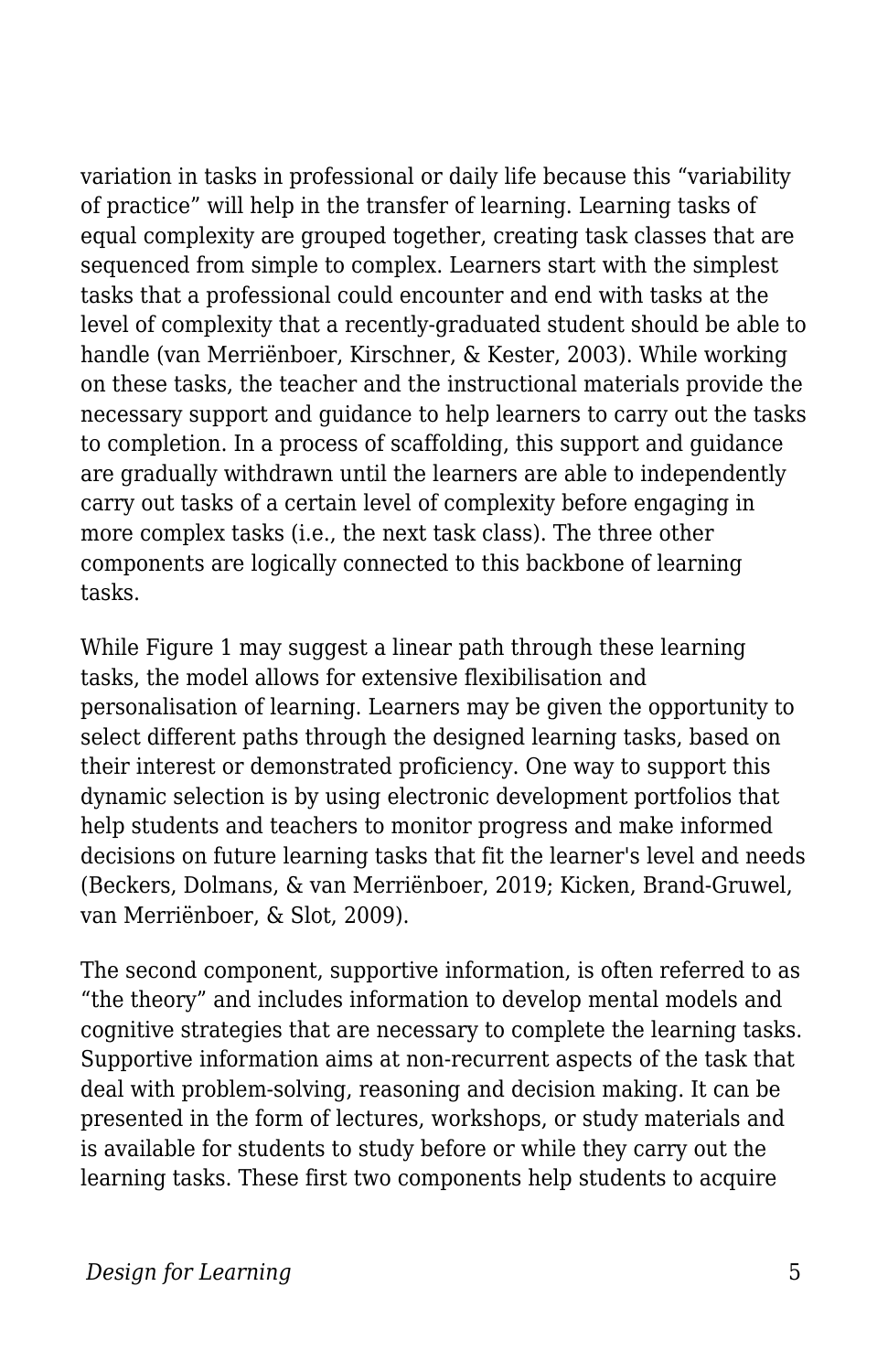variation in tasks in professional or daily life because this "variability of practice" will help in the transfer of learning. Learning tasks of equal complexity are grouped together, creating task classes that are sequenced from simple to complex. Learners start with the simplest tasks that a professional could encounter and end with tasks at the level of complexity that a recently-graduated student should be able to handle (van Merriënboer, Kirschner, & Kester, 2003). While working on these tasks, the teacher and the instructional materials provide the necessary support and guidance to help learners to carry out the tasks to completion. In a process of scaffolding, this support and guidance are gradually withdrawn until the learners are able to independently carry out tasks of a certain level of complexity before engaging in more complex tasks (i.e., the next task class). The three other components are logically connected to this backbone of learning tasks.

While Figure 1 may suggest a linear path through these learning tasks, the model allows for extensive flexibilisation and personalisation of learning. Learners may be given the opportunity to select different paths through the designed learning tasks, based on their interest or demonstrated proficiency. One way to support this dynamic selection is by using electronic development portfolios that help students and teachers to monitor progress and make informed decisions on future learning tasks that fit the learner's level and needs (Beckers, Dolmans, & van Merriënboer, 2019; Kicken, Brand-Gruwel, van Merriënboer, & Slot, 2009).

The second component, supportive information, is often referred to as "the theory" and includes information to develop mental models and cognitive strategies that are necessary to complete the learning tasks. Supportive information aims at non-recurrent aspects of the task that deal with problem-solving, reasoning and decision making. It can be presented in the form of lectures, workshops, or study materials and is available for students to study before or while they carry out the learning tasks. These first two components help students to acquire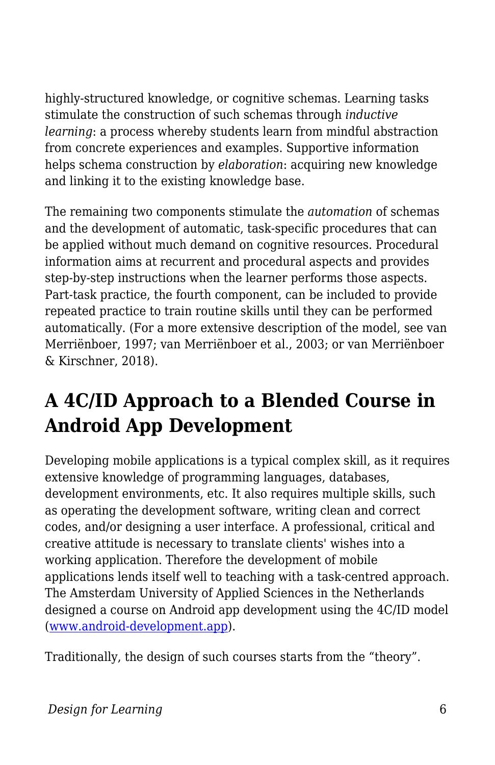highly-structured knowledge, or cognitive schemas. Learning tasks stimulate the construction of such schemas through *inductive learning*: a process whereby students learn from mindful abstraction from concrete experiences and examples. Supportive information helps schema construction by *elaboration*: acquiring new knowledge and linking it to the existing knowledge base.

The remaining two components stimulate the *automation* of schemas and the development of automatic, task-specific procedures that can be applied without much demand on cognitive resources. Procedural information aims at recurrent and procedural aspects and provides step-by-step instructions when the learner performs those aspects. Part-task practice, the fourth component, can be included to provide repeated practice to train routine skills until they can be performed automatically. (For a more extensive description of the model, see van Merriënboer, 1997; van Merriënboer et al., 2003; or van Merriënboer & Kirschner, 2018).

## A 4C/ID Approach to a Blended Course in Android App Development

Developing mobile applications is a typical complex skill, as it requires extensive knowledge of programming languages, databases, development environments, etc. It also requires multiple skills, such as operating the development software, writing clean and correct codes, and/or designing a user interface. A professional, critical and creative attitude is necessary to translate clients' wishes into a working application. Therefore the development of mobile applications lends itself well to teaching with a task-centred approach. The Amsterdam University of Applied Sciences in the Netherlands designed a course on Android app development using the 4C/ID model ([www.android-development.app](http://www.android-development.app)).

Traditionally, the design of such courses starts from the "theory".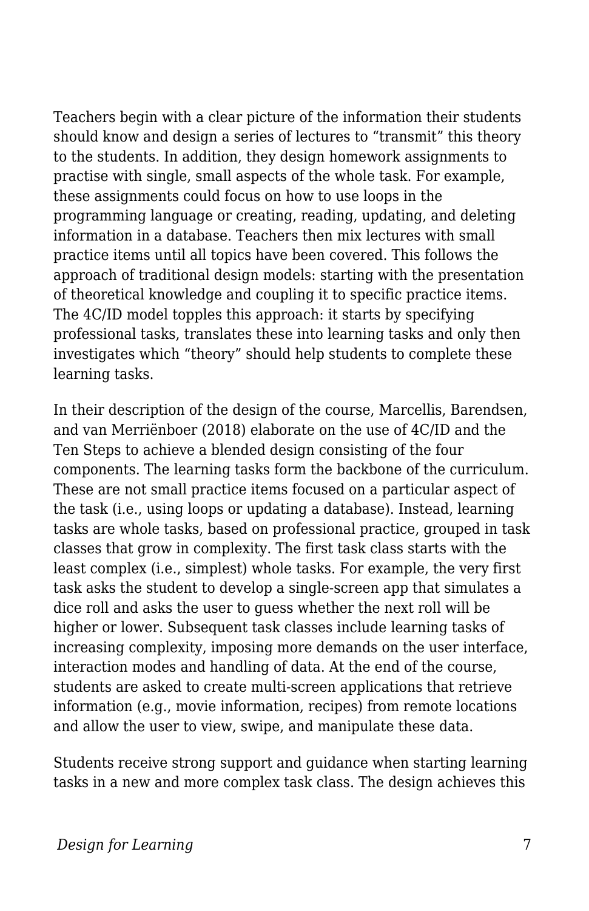Teachers begin with a clear picture of the information their students should know and design a series of lectures to "transmit" this theory to the students. In addition, they design homework assignments to practise with single, small aspects of the whole task. For example, these assignments could focus on how to use loops in the programming language or creating, reading, updating, and deleting information in a database. Teachers then mix lectures with small practice items until all topics have been covered. This follows the approach of traditional design models: starting with the presentation of theoretical knowledge and coupling it to specific practice items. The 4C/ID model topples this approach: it starts by specifying professional tasks, translates these into learning tasks and only then investigates which "theory" should help students to complete these learning tasks.

In their description of the design of the course, Marcellis, Barendsen, and van Merriënboer (2018) elaborate on the use of 4C/ID and the Ten Steps to achieve a blended design consisting of the four components. The learning tasks form the backbone of the curriculum. These are not small practice items focused on a particular aspect of the task (i.e., using loops or updating a database). Instead, learning tasks are whole tasks, based on professional practice, grouped in task classes that grow in complexity. The first task class starts with the least complex (i.e., simplest) whole tasks. For example, the very first task asks the student to develop a single-screen app that simulates a dice roll and asks the user to guess whether the next roll will be higher or lower. Subsequent task classes include learning tasks of increasing complexity, imposing more demands on the user interface, interaction modes and handling of data. At the end of the course, students are asked to create multi-screen applications that retrieve information (e.g., movie information, recipes) from remote locations and allow the user to view, swipe, and manipulate these data.

Students receive strong support and guidance when starting learning tasks in a new and more complex task class. The design achieves this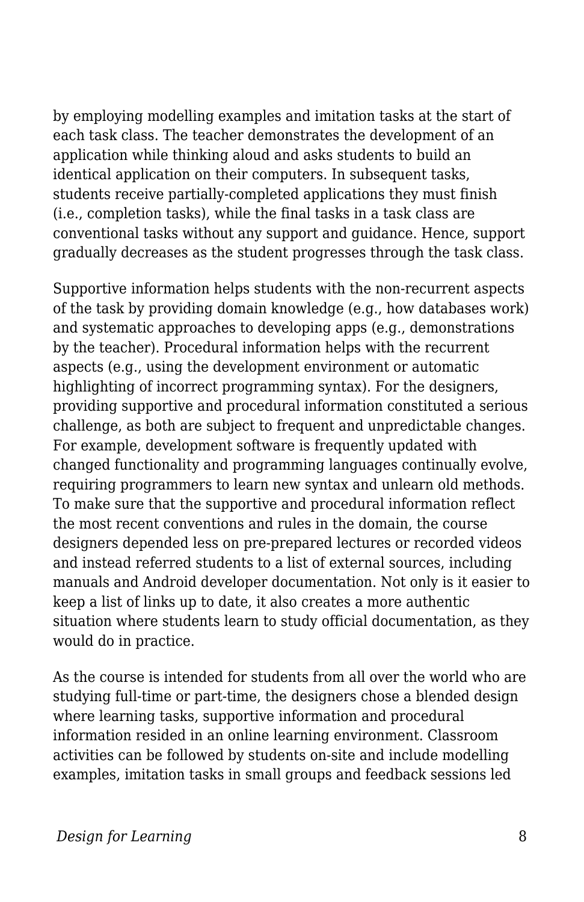by employing modelling examples and imitation tasks at the start of each task class. The teacher demonstrates the development of an application while thinking aloud and asks students to build an identical application on their computers. In subsequent tasks, students receive partially-completed applications they must finish (i.e., completion tasks), while the final tasks in a task class are conventional tasks without any support and guidance. Hence, support gradually decreases as the student progresses through the task class.

Supportive information helps students with the non-recurrent aspects of the task by providing domain knowledge (e.g., how databases work) and systematic approaches to developing apps (e.g., demonstrations by the teacher). Procedural information helps with the recurrent aspects (e.g., using the development environment or automatic highlighting of incorrect programming syntax). For the designers, providing supportive and procedural information constituted a serious challenge, as both are subject to frequent and unpredictable changes. For example, development software is frequently updated with changed functionality and programming languages continually evolve, requiring programmers to learn new syntax and unlearn old methods. To make sure that the supportive and procedural information reflect the most recent conventions and rules in the domain, the course designers depended less on pre-prepared lectures or recorded videos and instead referred students to a list of external sources, including manuals and Android developer documentation. Not only is it easier to keep a list of links up to date, it also creates a more authentic situation where students learn to study official documentation, as they would do in practice.

As the course is intended for students from all over the world who are studying full-time or part-time, the designers chose a blended design where learning tasks, supportive information and procedural information resided in an online learning environment. Classroom activities can be followed by students on-site and include modelling examples, imitation tasks in small groups and feedback sessions led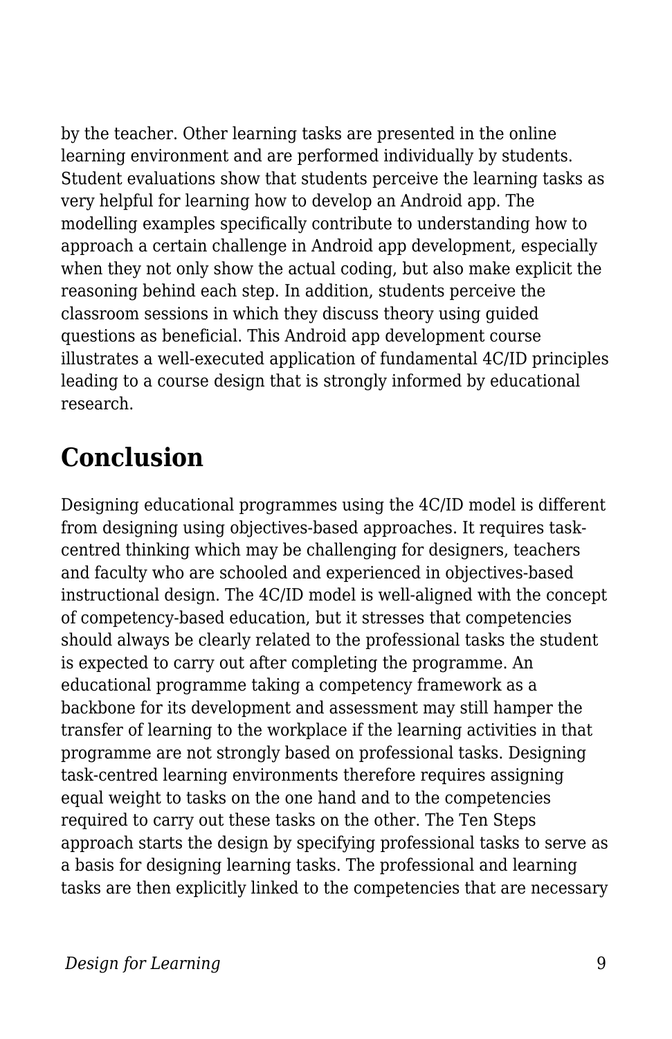by the teacher. Other learning tasks are presented in the online learning environment and are performed individually by students. Student evaluations show that students perceive the learning tasks as very helpful for learning how to develop an Android app. The modelling examples specifically contribute to understanding how to approach a certain challenge in Android app development, especially when they not only show the actual coding, but also make explicit the reasoning behind each step. In addition, students perceive the classroom sessions in which they discuss theory using guided questions as beneficial. This Android app development course illustrates a well-executed application of fundamental 4C/ID principles leading to a course design that is strongly informed by educational research.

## Conclusion

Designing educational programmes using the 4C/ID model is different from designing using objectives-based approaches. It requires task-centred thinking which may be challenging for designers, teachers and faculty who are schooled and experienced in objectives-based instructional design. The 4C/ID model is well-aligned with the concept of competency-based education, but it stresses that competencies should always be clearly related to the professional tasks the student is expected to carry out after completing the programme. An educational programme taking a competency framework as a backbone for its development and assessment may still hamper the transfer of learning to the workplace if the learning activities in that programme are not strongly based on professional tasks. Designing task-centred learning environments therefore requires assigning equal weight to tasks on the one hand and to the competencies required to carry out these tasks on the other. The Ten Steps approach starts the design by specifying professional tasks to serve as a basis for designing learning tasks. The professional and learning tasks are then explicitly linked to the competencies that are necessary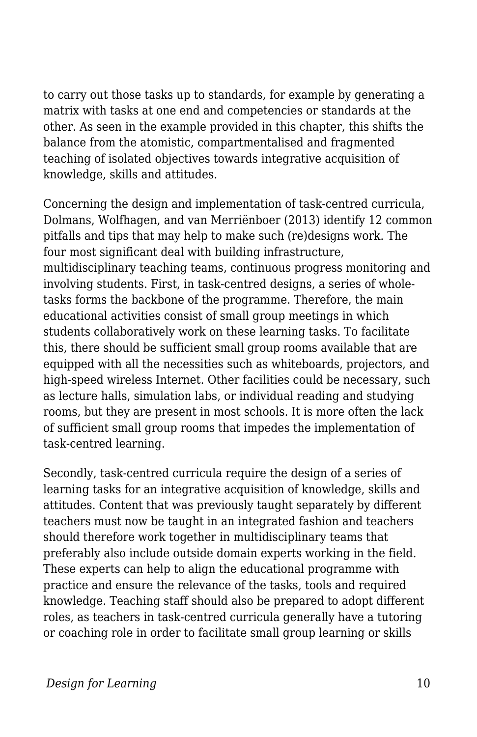to carry out those tasks up to standards, for example by generating a matrix with tasks at one end and competencies or standards at the other. As seen in the example provided in this chapter, this shifts the balance from the atomistic, compartmentalised and fragmented teaching of isolated objectives towards integrative acquisition of knowledge, skills and attitudes.

Concerning the design and implementation of task-centred curricula, Dolmans, Wolfhagen, and van Merriënboer (2013) identify 12 common pitfalls and tips that may help to make such (re)designs work. The four most significant deal with building infrastructure, multidisciplinary teaching teams, continuous progress monitoring and involving students. First, in task-centred designs, a series of whole-tasks forms the backbone of the programme. Therefore, the main educational activities consist of small group meetings in which students collaboratively work on these learning tasks. To facilitate this, there should be sufficient small group rooms available that are equipped with all the necessities such as whiteboards, projectors, and high-speed wireless Internet. Other facilities could be necessary, such as lecture halls, simulation labs, or individual reading and studying rooms, but they are present in most schools. It is more often the lack of sufficient small group rooms that impedes the implementation of task-centred learning.

Secondly, task-centred curricula require the design of a series of learning tasks for an integrative acquisition of knowledge, skills and attitudes. Content that was previously taught separately by different teachers must now be taught in an integrated fashion and teachers should therefore work together in multidisciplinary teams that preferably also include outside domain experts working in the field. These experts can help to align the educational programme with practice and ensure the relevance of the tasks, tools and required knowledge. Teaching staff should also be prepared to adopt different roles, as teachers in task-centred curricula generally have a tutoring or coaching role in order to facilitate small group learning or skills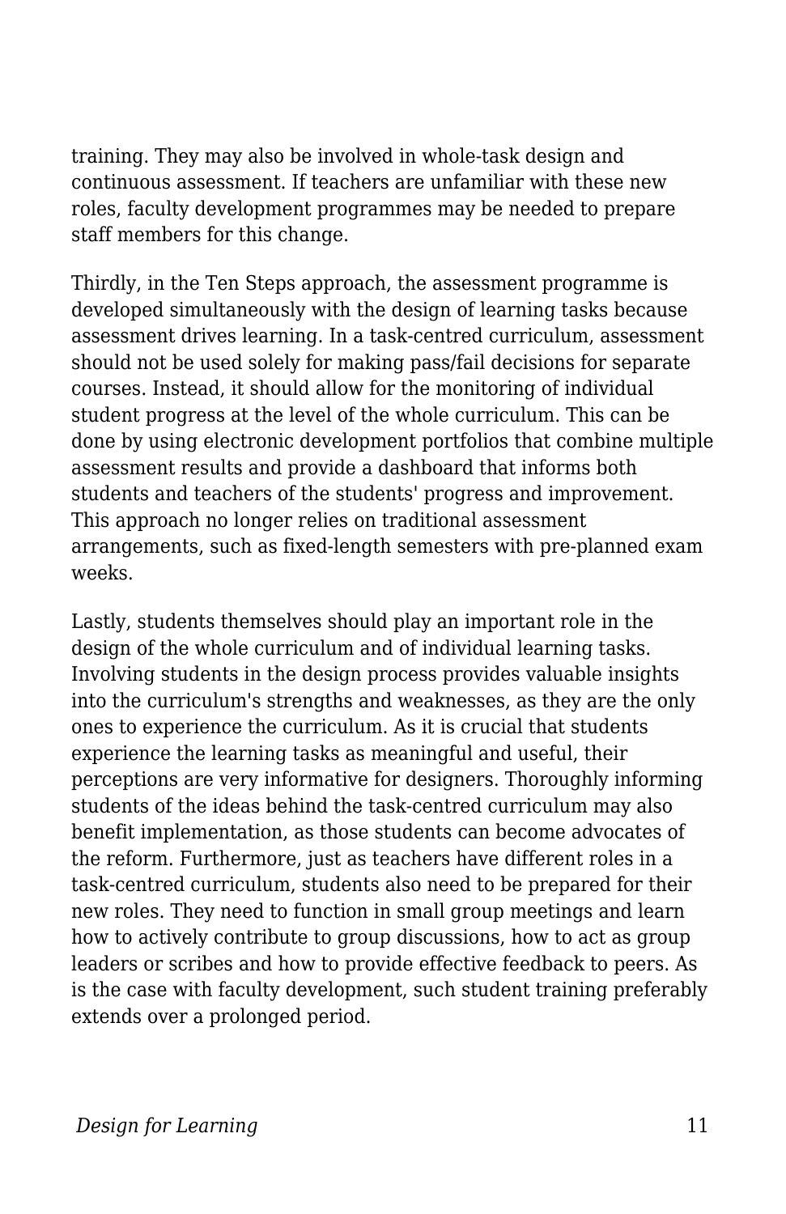training. They may also be involved in whole-task design and continuous assessment. If teachers are unfamiliar with these new roles, faculty development programmes may be needed to prepare staff members for this change.

Thirdly, in the Ten Steps approach, the assessment programme is developed simultaneously with the design of learning tasks because assessment drives learning. In a task-centred curriculum, assessment should not be used solely for making pass/fail decisions for separate courses. Instead, it should allow for the monitoring of individual student progress at the level of the whole curriculum. This can be done by using electronic development portfolios that combine multiple assessment results and provide a dashboard that informs both students and teachers of the students' progress and improvement. This approach no longer relies on traditional assessment arrangements, such as fixed-length semesters with pre-planned exam weeks.

Lastly, students themselves should play an important role in the design of the whole curriculum and of individual learning tasks. Involving students in the design process provides valuable insights into the curriculum's strengths and weaknesses, as they are the only ones to experience the curriculum. As it is crucial that students experience the learning tasks as meaningful and useful, their perceptions are very informative for designers. Thoroughly informing students of the ideas behind the task-centred curriculum may also benefit implementation, as those students can become advocates of the reform. Furthermore, just as teachers have different roles in a task-centred curriculum, students also need to be prepared for their new roles. They need to function in small group meetings and learn how to actively contribute to group discussions, how to act as group leaders or scribes and how to provide effective feedback to peers. As is the case with faculty development, such student training preferably extends over a prolonged period.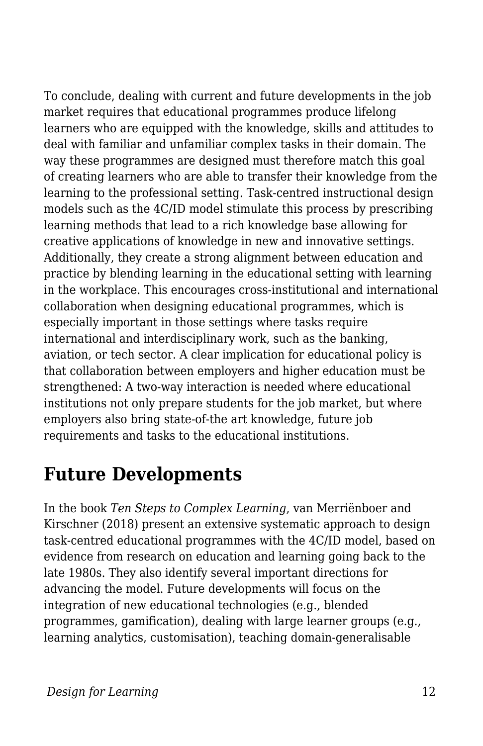To conclude, dealing with current and future developments in the job market requires that educational programmes produce lifelong learners who are equipped with the knowledge, skills and attitudes to deal with familiar and unfamiliar complex tasks in their domain. The way these programmes are designed must therefore match this goal of creating learners who are able to transfer their knowledge from the learning to the professional setting. Task-centred instructional design models such as the 4C/ID model stimulate this process by prescribing learning methods that lead to a rich knowledge base allowing for creative applications of knowledge in new and innovative settings. Additionally, they create a strong alignment between education and practice by blending learning in the educational setting with learning in the workplace. This encourages cross-institutional and international collaboration when designing educational programmes, which is especially important in those settings where tasks require international and interdisciplinary work, such as the banking, aviation, or tech sector. A clear implication for educational policy is that collaboration between employers and higher education must be strengthened: A two-way interaction is needed where educational institutions not only prepare students for the job market, but where employers also bring state-of-the art knowledge, future job requirements and tasks to the educational institutions.

## Future Developments

In the book *Ten Steps to Complex Learning*, van Merriënboer and Kirschner (2018) present an extensive systematic approach to design task-centred educational programmes with the 4C/ID model, based on evidence from research on education and learning going back to the late 1980s. They also identify several important directions for advancing the model. Future developments will focus on the integration of new educational technologies (e.g., blended programmes, gamification), dealing with large learner groups (e.g., learning analytics, customisation), teaching domain-generalisable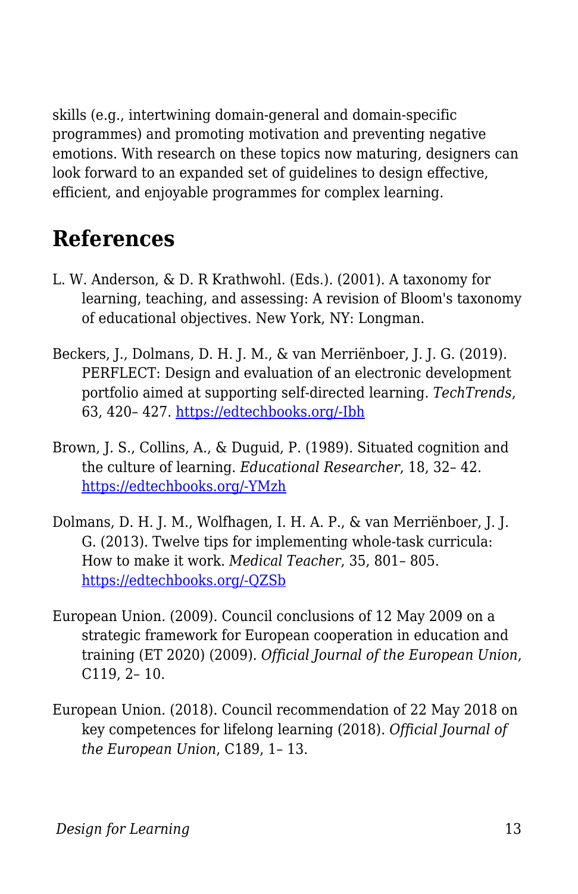skills (e.g., intertwining domain-general and domain-specific programmes) and promoting motivation and preventing negative emotions. With research on these topics now maturing, designers can look forward to an expanded set of guidelines to design effective, efficient, and enjoyable programmes for complex learning.

## References

L. W. Anderson, & D. R Krathwohl. (Eds.). (2001). A taxonomy for learning, teaching, and assessing: A revision of Bloom's taxonomy of educational objectives. New York, NY: Longman.

Beckers, J., Dolmans, D. H. J. M., & van Merriënboer, J. J. G. (2019). PERFLECT: Design and evaluation of an electronic development portfolio aimed at supporting self-directed learning. *TechTrends*, 63, 420– 427. [https://edtechbooks.org/-Ibh](https://edtechbooks.org/-Ibh)

Brown, J. S., Collins, A., & Duguid, P. (1989). Situated cognition and the culture of learning. *Educational Researcher*, 18, 32– 42. [https://edtechbooks.org/-YMzh](https://edtechbooks.org/-YMzh)

Dolmans, D. H. J. M., Wolfhagen, I. H. A. P., & van Merriënboer, J. J. G. (2013). Twelve tips for implementing whole-task curricula: How to make it work. *Medical Teacher*, 35, 801– 805. [https://edtechbooks.org/-QZSb](https://edtechbooks.org/-QZSb)

European Union. (2009). Council conclusions of 12 May 2009 on a strategic framework for European cooperation in education and training (ET 2020) (2009). *Official Journal of the European Union*, C119, 2– 10.

European Union. (2018). Council recommendation of 22 May 2018 on key competences for lifelong learning (2018). *Official Journal of the European Union*, C189, 1– 13.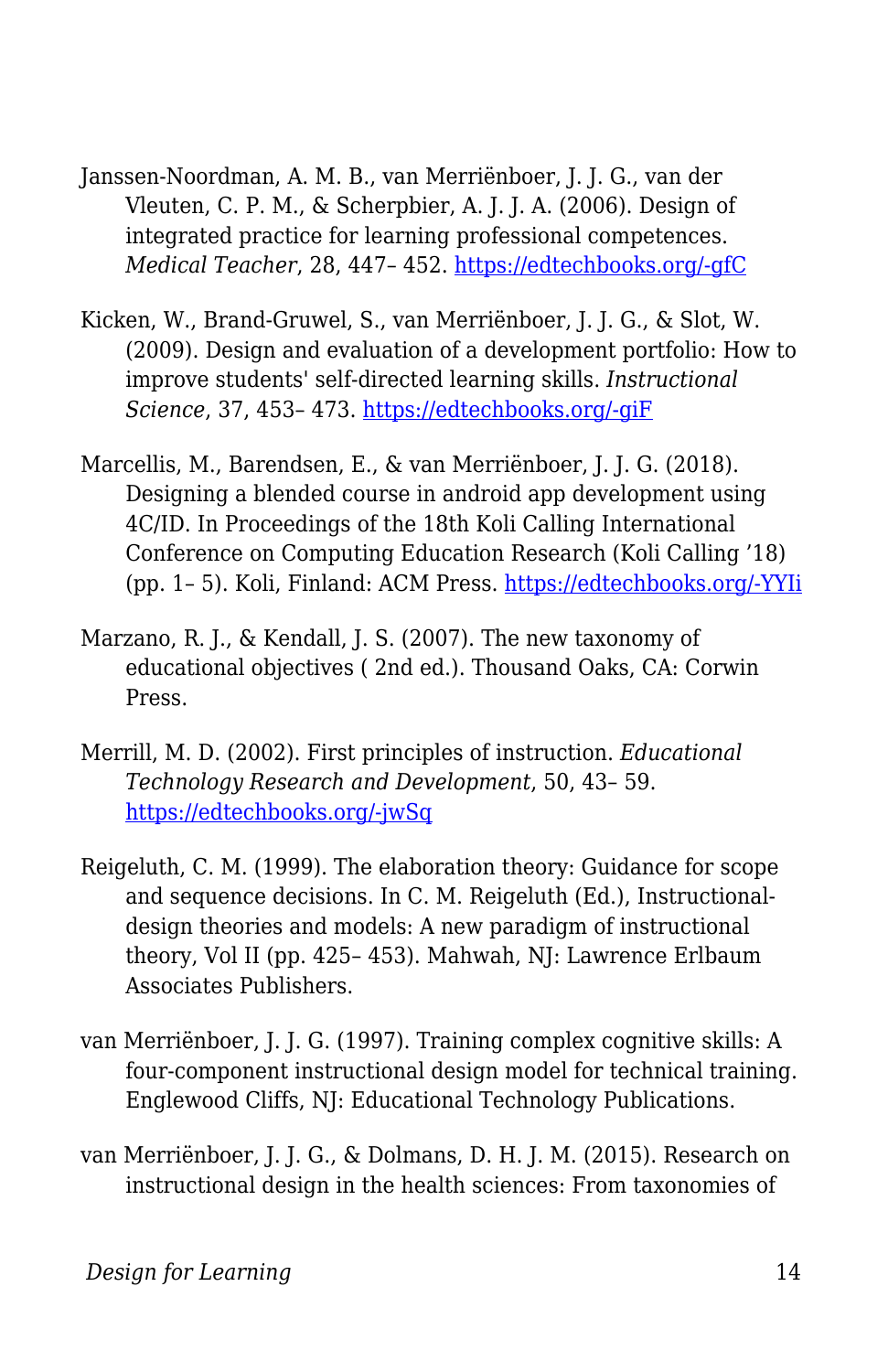Janssen-Noordman, A. M. B., van Merriënboer, J. J. G., van der Vleuten, C. P. M., & Scherpbier, A. J. J. A. (2006). Design of integrated practice for learning professional competences. *Medical Teacher*, 28, 447– 452. https://edtechbooks.org/-gfC

Kicken, W., Brand-Gruwel, S., van Merriënboer, J. J. G., & Slot, W. (2009). Design and evaluation of a development portfolio: How to improve students' self-directed learning skills. *Instructional Science*, 37, 453– 473. https://edtechbooks.org/-giF

Marcellis, M., Barendsen, E., & van Merriënboer, J. J. G. (2018). Designing a blended course in android app development using 4C/ID. In Proceedings of the 18th Koli Calling International Conference on Computing Education Research (Koli Calling '18) (pp. 1– 5). Koli, Finland: ACM Press. https://edtechbooks.org/-YYIi

Marzano, R. J., & Kendall, J. S. (2007). The new taxonomy of educational objectives ( 2nd ed.). Thousand Oaks, CA: Corwin Press.

Merrill, M. D. (2002). First principles of instruction. *Educational Technology Research and Development*, 50, 43– 59. https://edtechbooks.org/-jwSq

Reigeluth, C. M. (1999). The elaboration theory: Guidance for scope and sequence decisions. In C. M. Reigeluth (Ed.), Instructional-design theories and models: A new paradigm of instructional theory, Vol II (pp. 425– 453). Mahwah, NJ: Lawrence Erlbaum Associates Publishers.

van Merriënboer, J. J. G. (1997). Training complex cognitive skills: A four-component instructional design model for technical training. Englewood Cliffs, NJ: Educational Technology Publications.

van Merriënboer, J. J. G., & Dolmans, D. H. J. M. (2015). Research on instructional design in the health sciences: From taxonomies of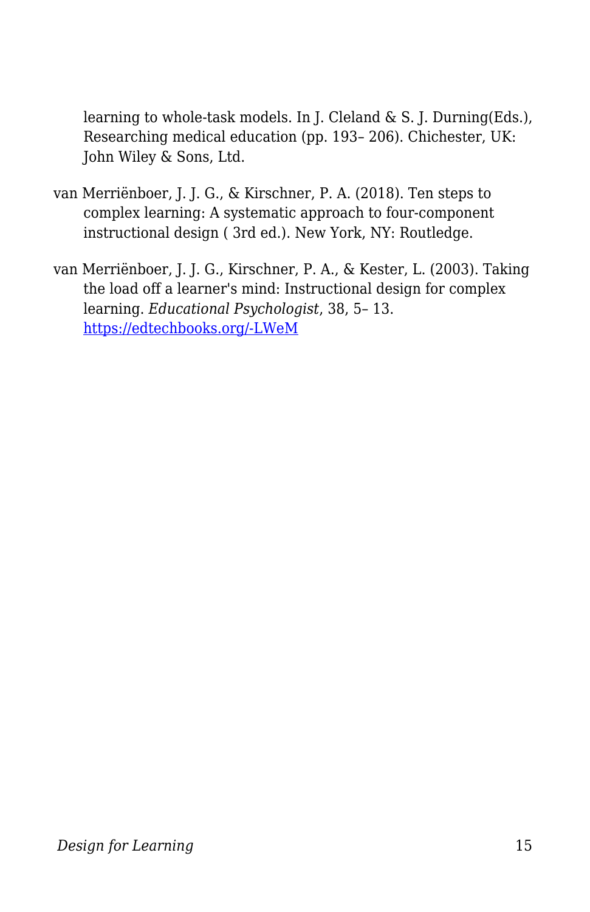learning to whole-task models. In J. Cleland & S. J. Durning(Eds.), Researching medical education (pp. 193– 206). Chichester, UK: John Wiley & Sons, Ltd.

van Merriënboer, J. J. G., & Kirschner, P. A. (2018). Ten steps to complex learning: A systematic approach to four-component instructional design ( 3rd ed.). New York, NY: Routledge.

van Merriënboer, J. J. G., Kirschner, P. A., & Kester, L. (2003). Taking the load off a learner's mind: Instructional design for complex learning. *Educational Psychologist*, 38, 5– 13. [https://edtechbooks.org/-LWeM](https://edtechbooks.org/-LWeM)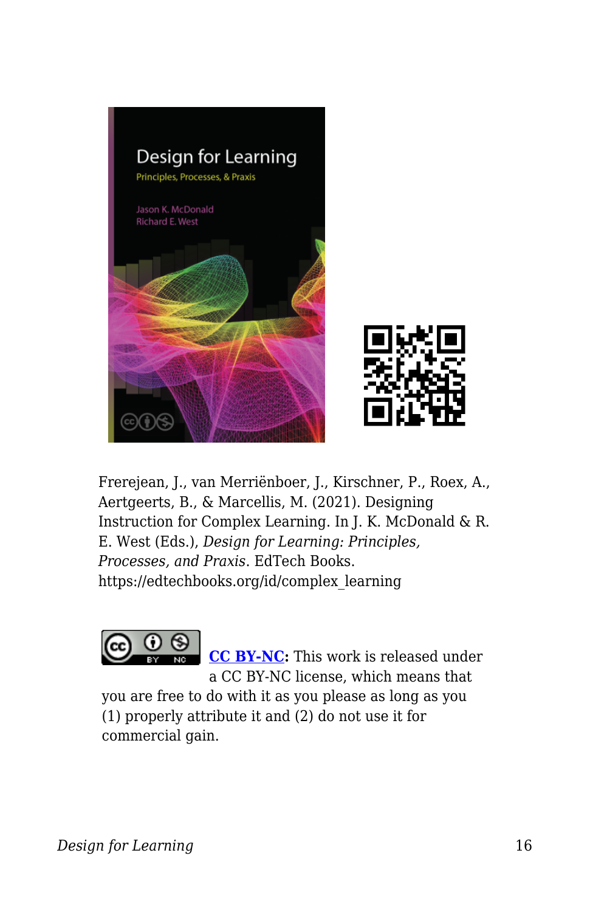Frerejean, J., van Merriënboer, J., Kirschner, P., Roex, A., Aertgeerts, B., & Marcellis, M. (2021). Designing Instruction for Complex Learning. In J. K. McDonald & R. E. West (Eds.), *Design for Learning: Principles, Processes, and Praxis*. EdTech Books. https://edtechbooks.org/id/complex_learning

**CC BY-NC:** This work is released under a CC BY-NC license, which means that you are free to do with it as you please as long as you (1) properly attribute it and (2) do not use it for commercial gain.